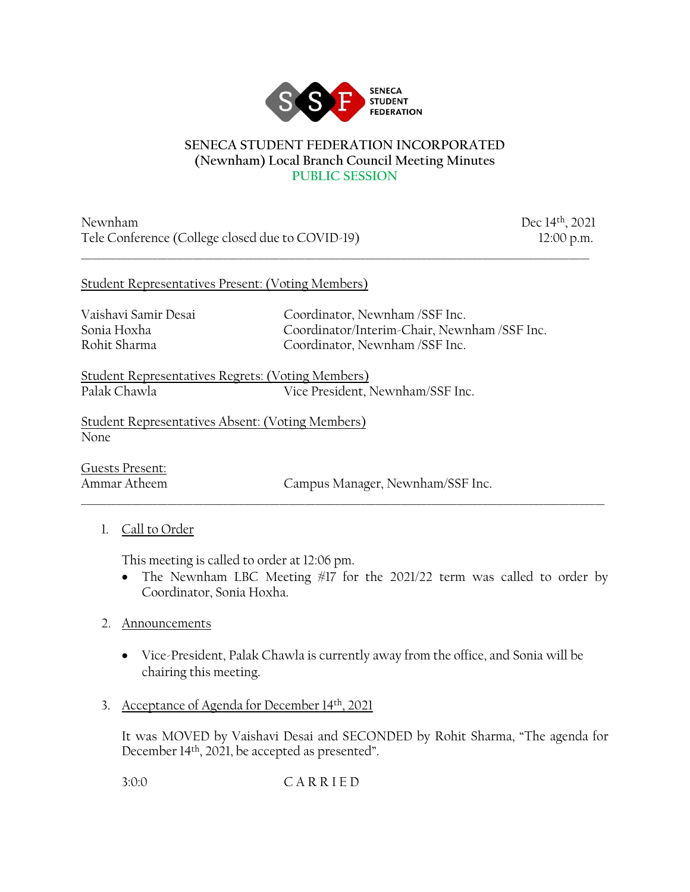SENECA STUDENT FEDERATION

# SENECA STUDENT FEDERATION INCORPORATED
## (Newnham) Local Branch Council Meeting Minutes
## PUBLIC SESSION

Newnham
Tele Conference (College closed due to COVID-19)

Dec 14th, 2021
12:00 p.m.

---

Student Representatives Present: (Voting Members)

| | |
|---|---|
| Vaishavi Samir Desai | Coordinator, Newnham /SSF Inc. |
| Sonia Hoxha | Coordinator/Interim-Chair, Newnham /SSF Inc. |
| Rohit Sharma | Coordinator, Newnham /SSF Inc. |

Student Representatives Regrets: (Voting Members)

| | |
|---|---|
| Palak Chawla | Vice President, Newnham/SSF Inc. |

Student Representatives Absent: (Voting Members)
None

Guests Present:

| | |
|---|---|
| Ammar Atheem | Campus Manager, Newnham/SSF Inc. |

---

1. Call to Order

   This meeting is called to order at 12:06 pm.
   - The Newnham LBC Meeting #17 for the 2021/22 term was called to order by Coordinator, Sonia Hoxha.

2. Announcements

   - Vice-President, Palak Chawla is currently away from the office, and Sonia will be chairing this meeting.

3. Acceptance of Agenda for December 14th, 2021

   It was MOVED by Vaishavi Desai and SECONDED by Rohit Sharma, "The agenda for December 14th, 2021, be accepted as presented".

   3:0:0 C A R R I E D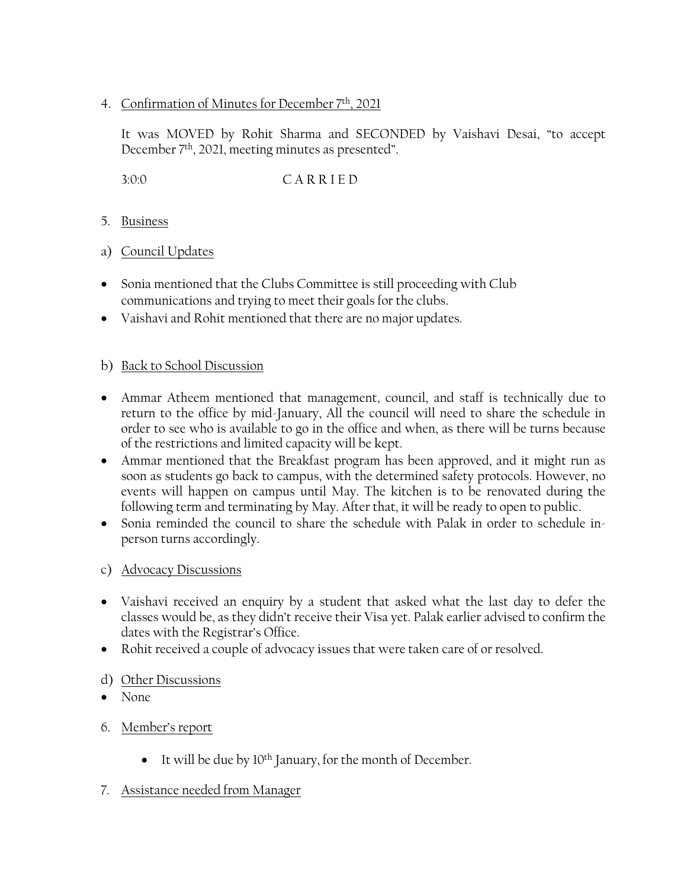4. Confirmation of Minutes for December 7th, 2021

   It was MOVED by Rohit Sharma and SECONDED by Vaishavi Desai, "to accept December 7th, 2021, meeting minutes as presented".

   3:0:0 C A R R I E D

5. Business

a) Council Updates

- Sonia mentioned that the Clubs Committee is still proceeding with Club communications and trying to meet their goals for the clubs.
- Vaishavi and Rohit mentioned that there are no major updates.

b) Back to School Discussion

- Ammar Atheem mentioned that management, council, and staff is technically due to return to the office by mid-January, All the council will need to share the schedule in order to see who is available to go in the office and when, as there will be turns because of the restrictions and limited capacity will be kept.
- Ammar mentioned that the Breakfast program has been approved, and it might run as soon as students go back to campus, with the determined safety protocols. However, no events will happen on campus until May. The kitchen is to be renovated during the following term and terminating by May. After that, it will be ready to open to public.
- Sonia reminded the council to share the schedule with Palak in order to schedule in-person turns accordingly.

c) Advocacy Discussions

- Vaishavi received an enquiry by a student that asked what the last day to defer the classes would be, as they didn't receive their Visa yet. Palak earlier advised to confirm the dates with the Registrar's Office.
- Rohit received a couple of advocacy issues that were taken care of or resolved.

d) Other Discussions

- None

6. Member's report

   - It will be due by 10th January, for the month of December.

7. Assistance needed from Manager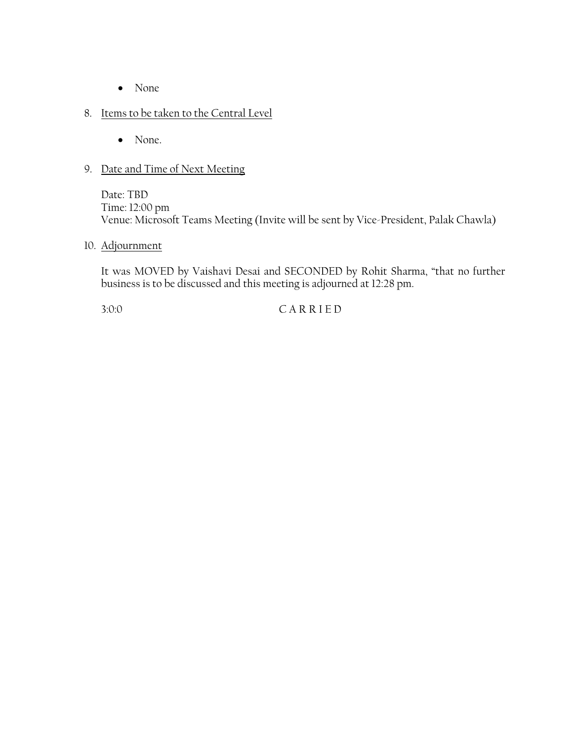- None

8. Items to be taken to the Central Level

   - None.

9. Date and Time of Next Meeting

   Date: TBD
   Time: 12:00 pm
   Venue: Microsoft Teams Meeting (Invite will be sent by Vice-President, Palak Chawla)

10. Adjournment

    It was MOVED by Vaishavi Desai and SECONDED by Rohit Sharma, "that no further business is to be discussed and this meeting is adjourned at 12:28 pm.

    3:0:0 C A R R I E D